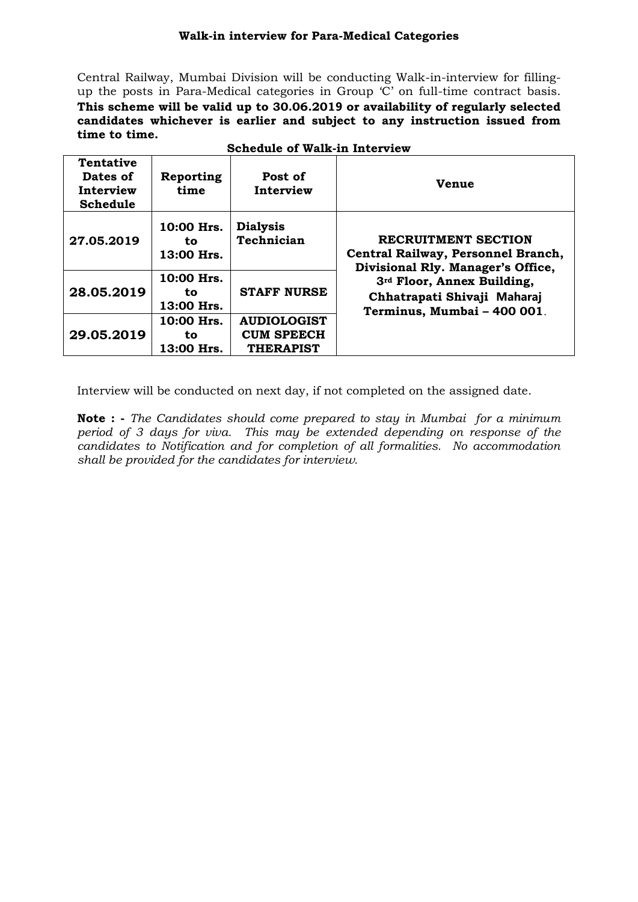## Walk-in interview for Para-Medical Categories

Central Railway, Mumbai Division will be conducting Walk-in-interview for filling-up the posts in Para-Medical categories in Group 'C' on full-time contract basis. **This scheme will be valid up to 30.06.2019 or availability of regularly selected candidates whichever is earlier and subject to any instruction issued from time to time.**

**Schedule of Walk-in Interview**

| Tentative Dates of Interview Schedule | Reporting time | Post of Interview | Venue |
|---|---|---|---|
| **27.05.2019** | **10:00 Hrs. to 13:00 Hrs.** | **Dialysis Technician** | **RECRUITMENT SECTION Central Railway, Personnel Branch, Divisional Rly. Manager's Office, 3rd Floor, Annex Building, Chhatrapati Shivaji Maharaj Terminus, Mumbai – 400 001**. |
| **28.05.2019** | **10:00 Hrs. to 13:00 Hrs.** | **STAFF NURSE** | |
| **29.05.2019** | **10:00 Hrs. to 13:00 Hrs.** | **AUDIOLOGIST CUM SPEECH THERAPIST** | |

Interview will be conducted on next day, if not completed on the assigned date.

**Note : -** *The Candidates should come prepared to stay in Mumbai for a minimum period of 3 days for viva. This may be extended depending on response of the candidates to Notification and for completion of all formalities. No accommodation shall be provided for the candidates for interview.*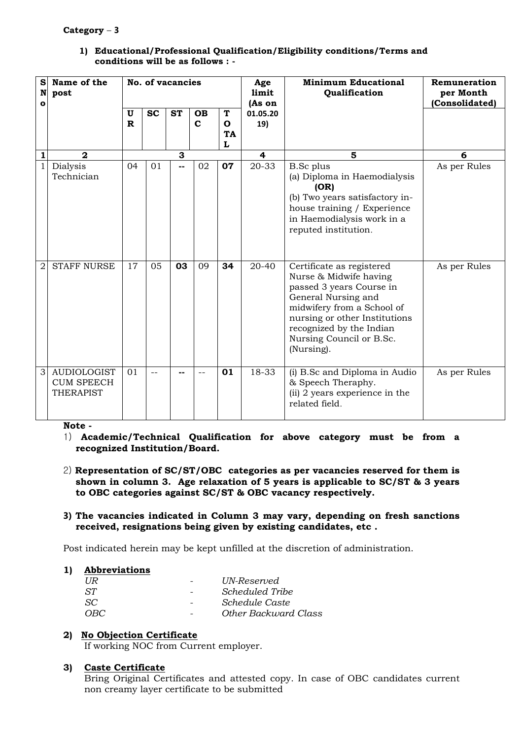**Category – 3**

1) **Educational/Professional Qualification/Eligibility conditions/Terms and conditions will be as follows : -**

| S No | Name of the post | No. of vacancies | | | | | Age limit (As on 01.05.2019) | Minimum Educational Qualification | Remuneration per Month (Consolidated) |
|---|---|---|---|---|---|---|---|---|---|
| | | UR | SC | ST | OBC | TOTAL | | | |
| **1** | **2** | **3** | | | | | **4** | **5** | **6** |
| 1 | Dialysis Technician | 04 | 01 | -- | 02 | **07** | 20-33 | B.Sc plus<br>(a) Diploma in Haemodialysis<br>**(OR)**<br>(b) Two years satisfactory in-house training / Experience in Haemodialysis work in a reputed institution. | As per Rules |
| 2 | STAFF NURSE | 17 | 05 | **03** | 09 | **34** | 20-40 | Certificate as registered Nurse & Midwife having passed 3 years Course in General Nursing and midwifery from a School of nursing or other Institutions recognized by the Indian Nursing Council or B.Sc. (Nursing). | As per Rules |
| 3 | AUDIOLOGIST CUM SPEECH THERAPIST | 01 | -- | -- | -- | **01** | 18-33 | (i) B.Sc and Diploma in Audio & Speech Theraphy.<br>(ii) 2 years experience in the related field. | As per Rules |

**Note -**

1) **Academic/Technical Qualification for above category must be from a recognized Institution/Board.**

2) **Representation of SC/ST/OBC categories as per vacancies reserved for them is shown in column 3. Age relaxation of 5 years is applicable to SC/ST & 3 years to OBC categories against SC/ST & OBC vacancy respectively.**

3) **The vacancies indicated in Column 3 may vary, depending on fresh sanctions received, resignations being given by existing candidates, etc .**

Post indicated herein may be kept unfilled at the discretion of administration.

**1) Abbreviations**

| | | |
|---|---|---|
| *UR* | - | *UN-Reserved* |
| *ST* | - | *Scheduled Tribe* |
| *SC* | - | *Schedule Caste* |
| *OBC* | - | *Other Backward Class* |

**2) No Objection Certificate**

If working NOC from Current employer.

**3) Caste Certificate**

Bring Original Certificates and attested copy. In case of OBC candidates current non creamy layer certificate to be submitted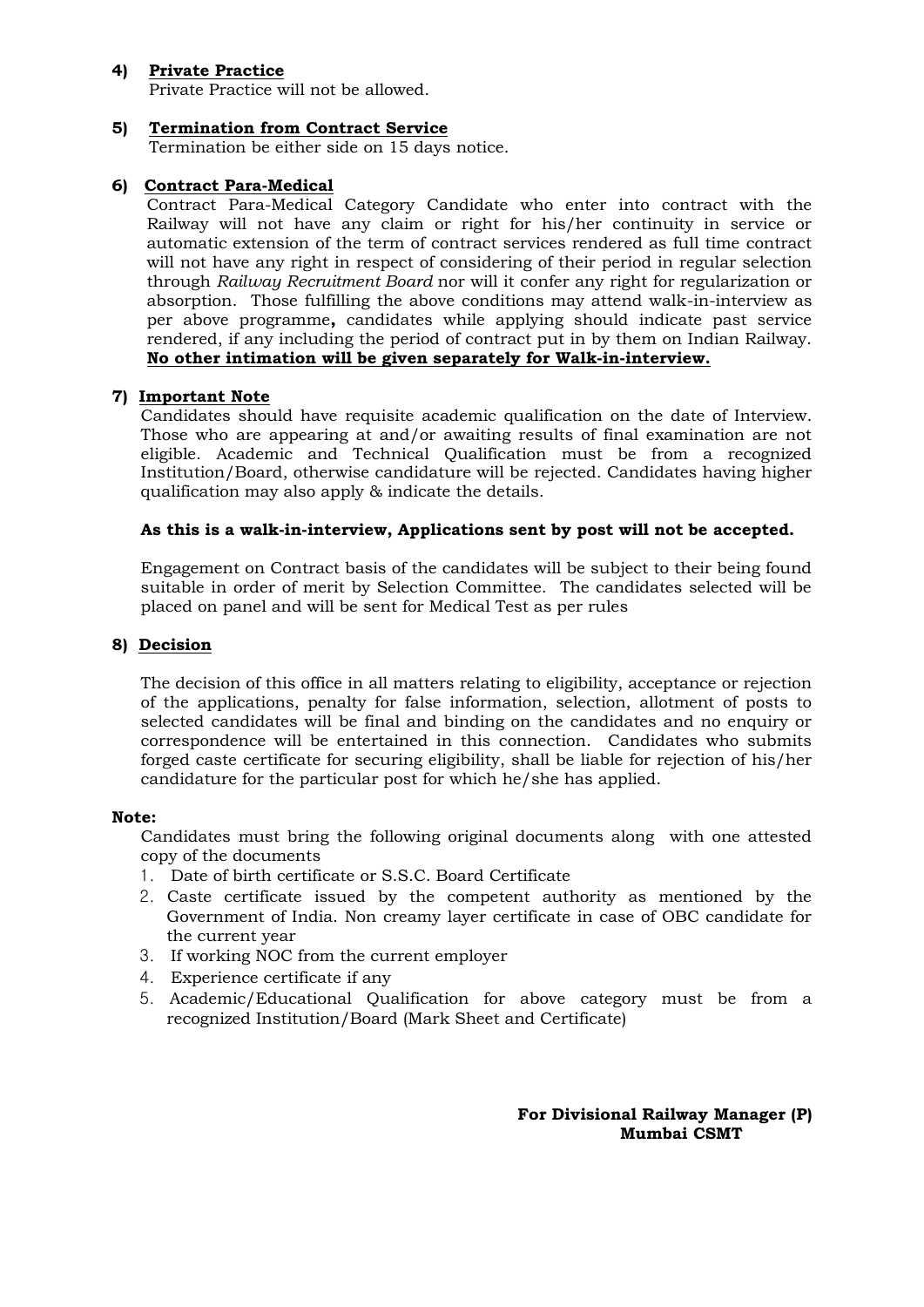**4) <u>Private Practice</u>**

Private Practice will not be allowed.

**5) <u>Termination from Contract Service</u>**

Termination be either side on 15 days notice.

**6) <u>Contract Para-Medical</u>**

Contract Para-Medical Category Candidate who enter into contract with the Railway will not have any claim or right for his/her continuity in service or automatic extension of the term of contract services rendered as full time contract will not have any right in respect of considering of their period in regular selection through *Railway Recruitment Board* nor will it confer any right for regularization or absorption. Those fulfilling the above conditions may attend walk-in-interview as per above programme**,** candidates while applying should indicate past service rendered, if any including the period of contract put in by them on Indian Railway. **<u>No other intimation will be given separately for Walk-in-interview.</u>**

**7) <u>Important Note</u>**

Candidates should have requisite academic qualification on the date of Interview. Those who are appearing at and/or awaiting results of final examination are not eligible. Academic and Technical Qualification must be from a recognized Institution/Board, otherwise candidature will be rejected. Candidates having higher qualification may also apply & indicate the details.

**As this is a walk-in-interview, Applications sent by post will not be accepted.**

Engagement on Contract basis of the candidates will be subject to their being found suitable in order of merit by Selection Committee. The candidates selected will be placed on panel and will be sent for Medical Test as per rules

**8) <u>Decision</u>**

The decision of this office in all matters relating to eligibility, acceptance or rejection of the applications, penalty for false information, selection, allotment of posts to selected candidates will be final and binding on the candidates and no enquiry or correspondence will be entertained in this connection. Candidates who submits forged caste certificate for securing eligibility, shall be liable for rejection of his/her candidature for the particular post for which he/she has applied.

**Note:**

Candidates must bring the following original documents along with one attested copy of the documents

1. Date of birth certificate or S.S.C. Board Certificate
2. Caste certificate issued by the competent authority as mentioned by the Government of India. Non creamy layer certificate in case of OBC candidate for the current year
3. If working NOC from the current employer
4. Experience certificate if any
5. Academic/Educational Qualification for above category must be from a recognized Institution/Board (Mark Sheet and Certificate)

**For Divisional Railway Manager (P)**
**Mumbai CSMT**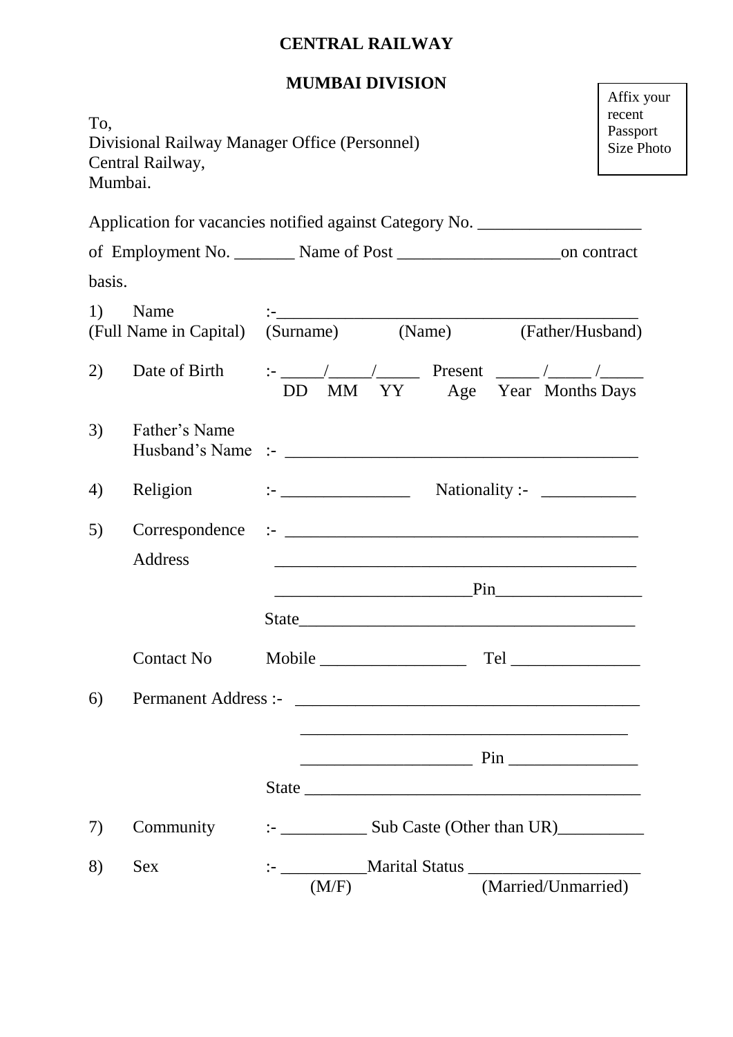**CENTRAL RAILWAY**

**MUMBAI DIVISION**

Affix your recent Passport Size Photo

To,
Divisional Railway Manager Office (Personnel)
Central Railway,
Mumbai.

Application for vacancies notified against Category No. ___________________

of Employment No. _______ Name of Post ___________________on contract basis.

1) Name :-__________________________________________
(Full Name in Capital) (Surname) (Name) (Father/Husband)

2) Date of Birth :- _____/_____/_____ Present _____ /_____ /_____
DD MM YY Age Year Months Days

3) Father's Name
Husband's Name :- _________________________________________

4) Religion :- _______________ Nationality :- ___________

5) Correspondence :- _________________________________________
Address _________________________________________
______________________Pin_________________
State_______________________________________

Contact No Mobile _________________ Tel _______________

6) Permanent Address :- ________________________________________
______________________________________
___________________ Pin _______________
State _______________________________________

7) Community :- __________ Sub Caste (Other than UR)__________

8) Sex :- __________Marital Status ____________________
(M/F) (Married/Unmarried)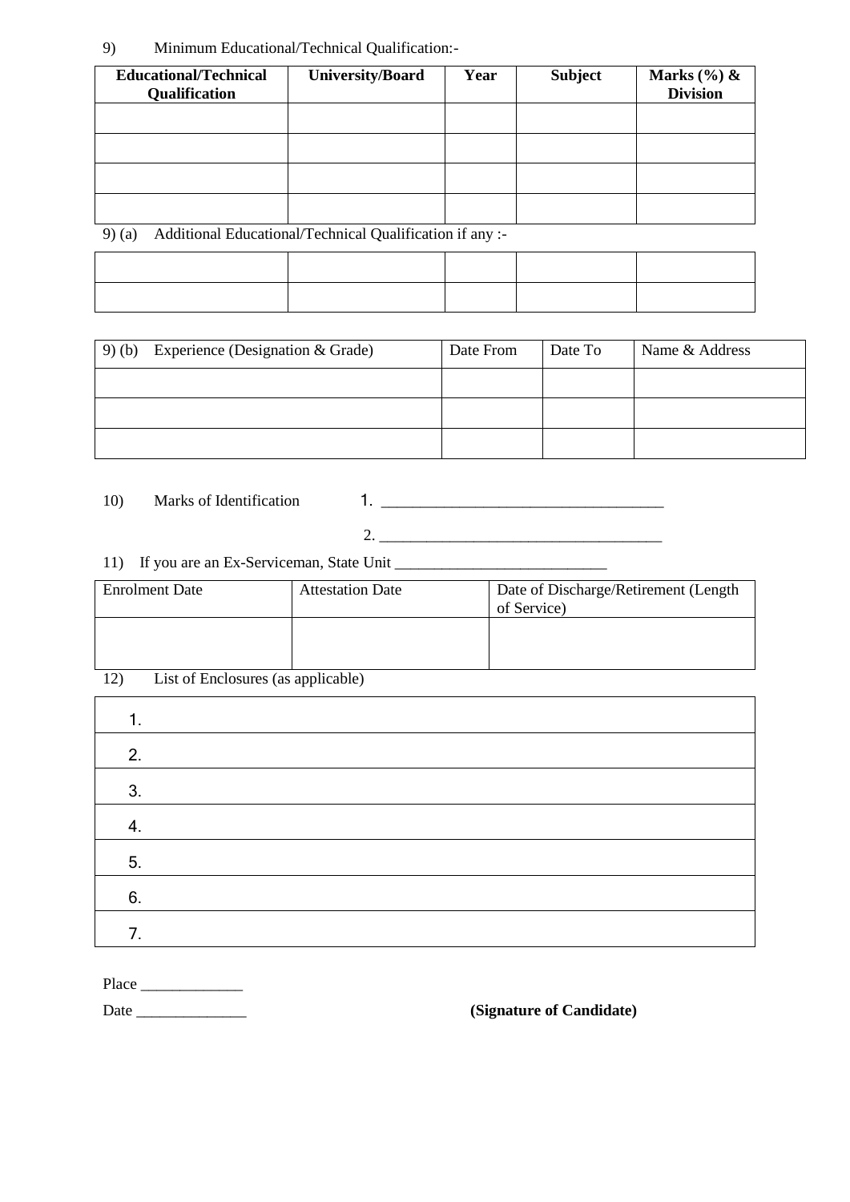9) Minimum Educational/Technical Qualification:-

| **Educational/Technical Qualification** | **University/Board** | **Year** | **Subject** | **Marks (%) & Division** |
|---|---|---|---|---|
| | | | | |
| | | | | |
| | | | | |
| | | | | |

9) (a) Additional Educational/Technical Qualification if any :-

| | | | | |
|---|---|---|---|---|
| | | | | |
| | | | | |

| 9) (b) Experience (Designation & Grade) | Date From | Date To | Name & Address |
|---|---|---|---|
| | | | |
| | | | |
| | | | |

10) Marks of Identification 1. ___________________________________

2. ___________________________________

11) If you are an Ex-Serviceman, State Unit ___________________________

| Enrolment Date | Attestation Date | Date of Discharge/Retirement (Length of Service) |
|---|---|---|
| | | |

12) List of Enclosures (as applicable)

| |
|---|
| 1. |
| 2. |
| 3. |
| 4. |
| 5. |
| 6. |
| 7. |

Place _____________

Date ______________

**(Signature of Candidate)**